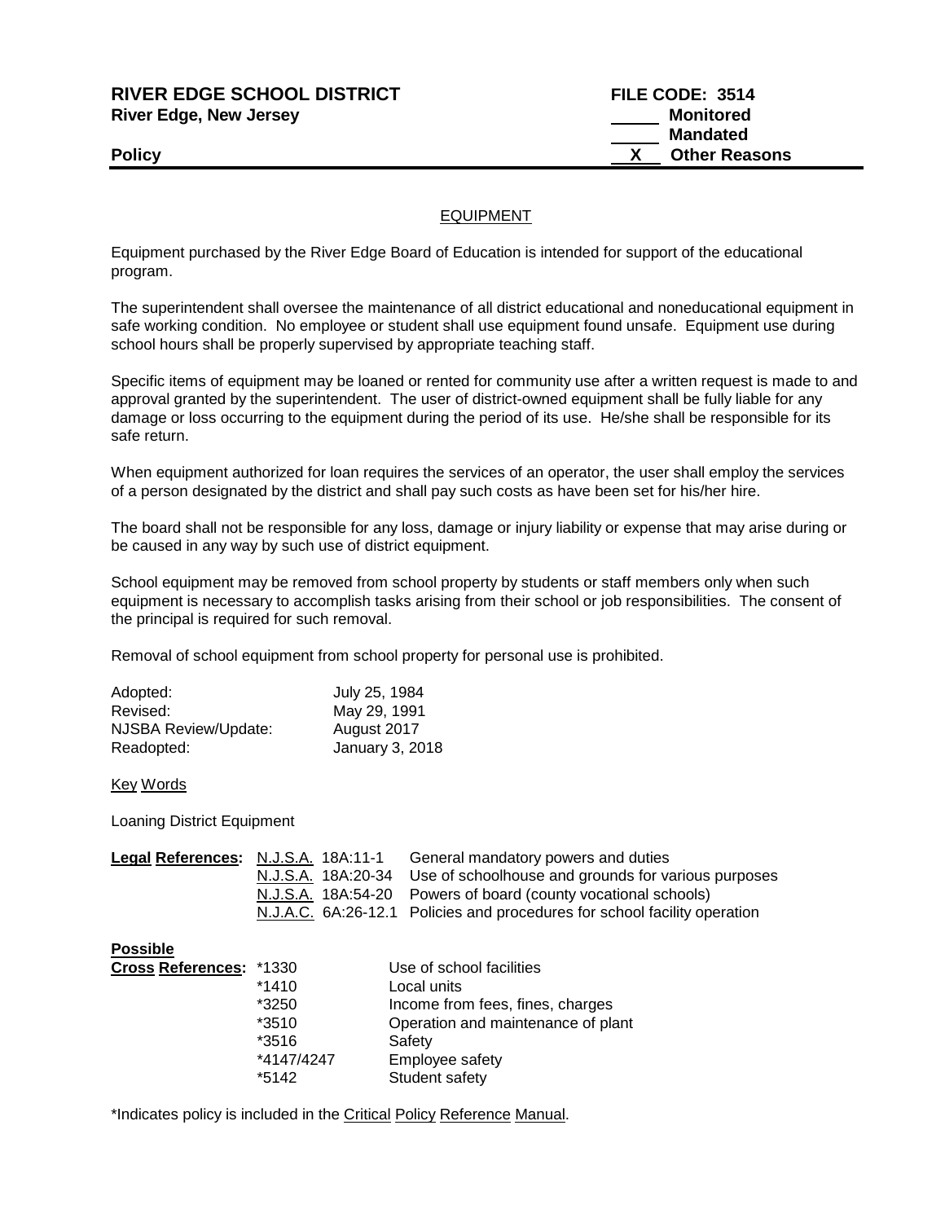**RIVER EDGE SCHOOL DISTRICT**
**River Edge, New Jersey**

**Policy**

**FILE CODE: 3514**
_____ **Monitored**
_____ **Mandated**
__X__ **Other Reasons**

# EQUIPMENT

Equipment purchased by the River Edge Board of Education is intended for support of the educational program.

The superintendent shall oversee the maintenance of all district educational and noneducational equipment in safe working condition. No employee or student shall use equipment found unsafe. Equipment use during school hours shall be properly supervised by appropriate teaching staff.

Specific items of equipment may be loaned or rented for community use after a written request is made to and approval granted by the superintendent. The user of district-owned equipment shall be fully liable for any damage or loss occurring to the equipment during the period of its use. He/she shall be responsible for its safe return.

When equipment authorized for loan requires the services of an operator, the user shall employ the services of a person designated by the district and shall pay such costs as have been set for his/her hire.

The board shall not be responsible for any loss, damage or injury liability or expense that may arise during or be caused in any way by such use of district equipment.

School equipment may be removed from school property by students or staff members only when such equipment is necessary to accomplish tasks arising from their school or job responsibilities. The consent of the principal is required for such removal.

Removal of school equipment from school property for personal use is prohibited.

| | |
|---|---|
| Adopted: | July 25, 1984 |
| Revised: | May 29, 1991 |
| NJSBA Review/Update: | August 2017 |
| Readopted: | January 3, 2018 |

Key Words

Loaning District Equipment

**Legal References:**

| | |
|---|---|
| N.J.S.A. 18A:11-1 | General mandatory powers and duties |
| N.J.S.A. 18A:20-34 | Use of schoolhouse and grounds for various purposes |
| N.J.S.A. 18A:54-20 | Powers of board (county vocational schools) |
| N.J.A.C. 6A:26-12.1 | Policies and procedures for school facility operation |

**Possible Cross References:**

| | |
|---|---|
| *1330 | Use of school facilities |
| *1410 | Local units |
| *3250 | Income from fees, fines, charges |
| *3510 | Operation and maintenance of plant |
| *3516 | Safety |
| *4147/4247 | Employee safety |
| *5142 | Student safety |

*Indicates policy is included in the Critical Policy Reference Manual.